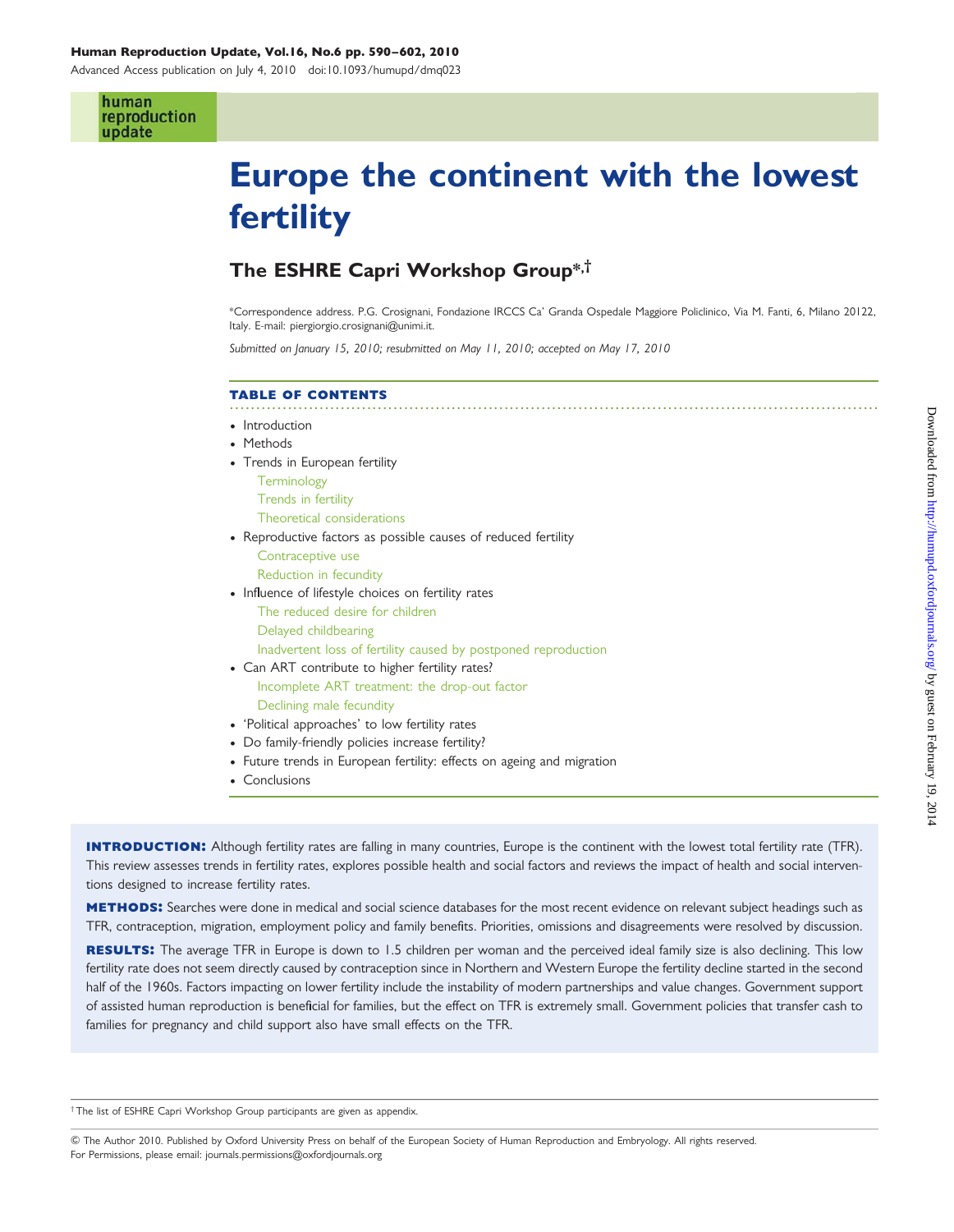human reproduction update

# Europe the continent with the lowest fertility

## The ESHRE Capri Workshop Group*,†

*Correspondence address. P.G. Crosignani, Fondazione IRCCS Ca' Granda Ospedale Maggiore Policlinico, Via M. Fanti, 6, Milano 20122, Italy. E-mail: piergiorgio.crosignani@unimi.it.

*Submitted on January 15, 2010; resubmitted on May 11, 2010; accepted on May 17, 2010*

### TABLE OF CONTENTS

- Introduction
- Methods
- Trends in European fertility
  - Terminology
  - Trends in fertility
  - Theoretical considerations
- Reproductive factors as possible causes of reduced fertility
  - Contraceptive use
  - Reduction in fecundity
- Influence of lifestyle choices on fertility rates
  - The reduced desire for children
  - Delayed childbearing
  - Inadvertent loss of fertility caused by postponed reproduction
- Can ART contribute to higher fertility rates?
  - Incomplete ART treatment: the drop-out factor
  - Declining male fecundity
- 'Political approaches' to low fertility rates
- Do family-friendly policies increase fertility?
- Future trends in European fertility: effects on ageing and migration
- Conclusions

**INTRODUCTION:** Although fertility rates are falling in many countries, Europe is the continent with the lowest total fertility rate (TFR). This review assesses trends in fertility rates, explores possible health and social factors and reviews the impact of health and social interventions designed to increase fertility rates.

**METHODS:** Searches were done in medical and social science databases for the most recent evidence on relevant subject headings such as TFR, contraception, migration, employment policy and family benefits. Priorities, omissions and disagreements were resolved by discussion.

**RESULTS:** The average TFR in Europe is down to 1.5 children per woman and the perceived ideal family size is also declining. This low fertility rate does not seem directly caused by contraception since in Northern and Western Europe the fertility decline started in the second half of the 1960s. Factors impacting on lower fertility include the instability of modern partnerships and value changes. Government support of assisted human reproduction is beneficial for families, but the effect on TFR is extremely small. Government policies that transfer cash to families for pregnancy and child support also have small effects on the TFR.

† The list of ESHRE Capri Workshop Group participants are given as appendix.

© The Author 2010. Published by Oxford University Press on behalf of the European Society of Human Reproduction and Embryology. All rights reserved. For Permissions, please email: journals.permissions@oxfordjournals.org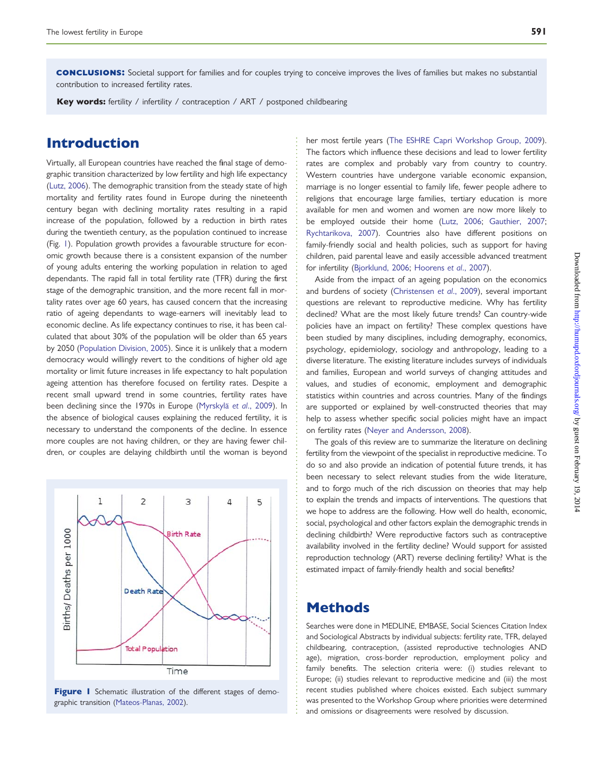**CONCLUSIONS:** Societal support for families and for couples trying to conceive improves the lives of families but makes no substantial contribution to increased fertility rates.

**Key words:** fertility / infertility / contraception / ART / postponed childbearing

## Introduction

Virtually, all European countries have reached the final stage of demographic transition characterized by low fertility and high life expectancy (Lutz, 2006). The demographic transition from the steady state of high mortality and fertility rates found in Europe during the nineteenth century began with declining mortality rates resulting in a rapid increase of the population, followed by a reduction in birth rates during the twentieth century, as the population continued to increase (Fig. 1). Population growth provides a favourable structure for economic growth because there is a consistent expansion of the number of young adults entering the working population in relation to aged dependants. The rapid fall in total fertility rate (TFR) during the first stage of the demographic transition, and the more recent fall in mortality rates over age 60 years, has caused concern that the increasing ratio of ageing dependants to wage-earners will inevitably lead to economic decline. As life expectancy continues to rise, it has been calculated that about 30% of the population will be older than 65 years by 2050 (Population Division, 2005). Since it is unlikely that a modern democracy would willingly revert to the conditions of higher old age mortality or limit future increases in life expectancy to halt population ageing attention has therefore focused on fertility rates. Despite a recent small upward trend in some countries, fertility rates have been declining since the 1970s in Europe (Myrskylä *et al.*, 2009). In the absence of biological causes explaining the reduced fertility, it is necessary to understand the components of the decline. In essence more couples are not having children, or they are having fewer children, or couples are delaying childbirth until the woman is beyond her most fertile years (The ESHRE Capri Workshop Group, 2009). The factors which influence these decisions and lead to lower fertility rates are complex and probably vary from country to country. Western countries have undergone variable economic expansion, marriage is no longer essential to family life, fewer people adhere to religions that encourage large families, tertiary education is more available for men and women and women are now more likely to be employed outside their home (Lutz, 2006; Gauthier, 2007; Rychtarikova, 2007). Countries also have different positions on family-friendly social and health policies, such as support for having children, paid parental leave and easily accessible advanced treatment for infertility (Bjorklund, 2006; Hoorens *et al.*, 2007).

**Figure 1** Schematic illustration of the different stages of demographic transition (Mateos-Planas, 2002).

Aside from the impact of an ageing population on the economics and burdens of society (Christensen *et al.*, 2009), several important questions are relevant to reproductive medicine. Why has fertility declined? What are the most likely future trends? Can country-wide policies have an impact on fertility? These complex questions have been studied by many disciplines, including demography, economics, psychology, epidemiology, sociology and anthropology, leading to a diverse literature. The existing literature includes surveys of individuals and families, European and world surveys of changing attitudes and values, and studies of economic, employment and demographic statistics within countries and across countries. Many of the findings are supported or explained by well-constructed theories that may help to assess whether specific social policies might have an impact on fertility rates (Neyer and Andersson, 2008).

The goals of this review are to summarize the literature on declining fertility from the viewpoint of the specialist in reproductive medicine. To do so and also provide an indication of potential future trends, it has been necessary to select relevant studies from the wide literature, and to forgo much of the rich discussion on theories that may help to explain the trends and impacts of interventions. The questions that we hope to address are the following. How well do health, economic, social, psychological and other factors explain the demographic trends in declining childbirth? Were reproductive factors such as contraceptive availability involved in the fertility decline? Would support for assisted reproduction technology (ART) reverse declining fertility? What is the estimated impact of family-friendly health and social benefits?

## Methods

Searches were done in MEDLINE, EMBASE, Social Sciences Citation Index and Sociological Abstracts by individual subjects: fertility rate, TFR, delayed childbearing, contraception, (assisted reproductive technologies AND age), migration, cross-border reproduction, employment policy and family benefits. The selection criteria were: (i) studies relevant to Europe; (ii) studies relevant to reproductive medicine and (iii) the most recent studies published where choices existed. Each subject summary was presented to the Workshop Group where priorities were determined and omissions or disagreements were resolved by discussion.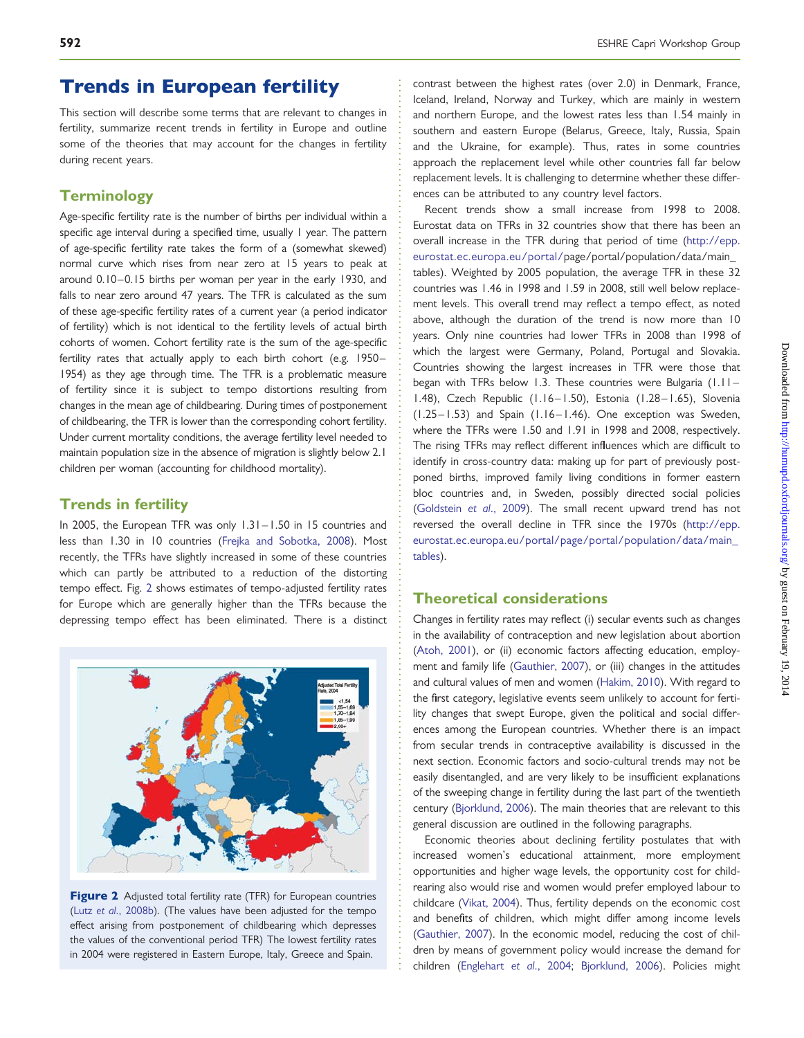## Trends in European fertility

This section will describe some terms that are relevant to changes in fertility, summarize recent trends in fertility in Europe and outline some of the theories that may account for the changes in fertility during recent years.

### Terminology

Age-specific fertility rate is the number of births per individual within a specific age interval during a specified time, usually 1 year. The pattern of age-specific fertility rate takes the form of a (somewhat skewed) normal curve which rises from near zero at 15 years to peak at around 0.10–0.15 births per woman per year in the early 1930, and falls to near zero around 47 years. The TFR is calculated as the sum of these age-specific fertility rates of a current year (a period indicator of fertility) which is not identical to the fertility levels of actual birth cohorts of women. Cohort fertility rate is the sum of the age-specific fertility rates that actually apply to each birth cohort (e.g. 1950–1954) as they age through time. The TFR is a problematic measure of fertility since it is subject to tempo distortions resulting from changes in the mean age of childbearing. During times of postponement of childbearing, the TFR is lower than the corresponding cohort fertility. Under current mortality conditions, the average fertility level needed to maintain population size in the absence of migration is slightly below 2.1 children per woman (accounting for childhood mortality).

### Trends in fertility

In 2005, the European TFR was only 1.31–1.50 in 15 countries and less than 1.30 in 10 countries (Frejka and Sobotka, 2008). Most recently, the TFRs have slightly increased in some of these countries which can partly be attributed to a reduction of the distorting tempo effect. Fig. 2 shows estimates of tempo-adjusted fertility rates for Europe which are generally higher than the TFRs because the depressing tempo effect has been eliminated. There is a distinct contrast between the highest rates (over 2.0) in Denmark, France, Iceland, Ireland, Norway and Turkey, which are mainly in western and northern Europe, and the lowest rates less than 1.54 mainly in southern and eastern Europe (Belarus, Greece, Italy, Russia, Spain and the Ukraine, for example). Thus, rates in some countries approach the replacement level while other countries fall far below replacement levels. It is challenging to determine whether these differences can be attributed to any country level factors.

Figure 2 Adjusted total fertility rate (TFR) for European countries (Lutz *et al*., 2008b). (The values have been adjusted for the tempo effect arising from postponement of childbearing which depresses the values of the conventional period TFR) The lowest fertility rates in 2004 were registered in Eastern Europe, Italy, Greece and Spain.

Recent trends show a small increase from 1998 to 2008. Eurostat data on TFRs in 32 countries show that there has been an overall increase in the TFR during that period of time (http://epp.eurostat.ec.europa.eu/portal/page/portal/population/data/main_tables). Weighted by 2005 population, the average TFR in these 32 countries was 1.46 in 1998 and 1.59 in 2008, still well below replacement levels. This overall trend may reflect a tempo effect, as noted above, although the duration of the trend is now more than 10 years. Only nine countries had lower TFRs in 2008 than 1998 of which the largest were Germany, Poland, Portugal and Slovakia. Countries showing the largest increases in TFR were those that began with TFRs below 1.3. These countries were Bulgaria (1.11–1.48), Czech Republic (1.16–1.50), Estonia (1.28–1.65), Slovenia (1.25–1.53) and Spain (1.16–1.46). One exception was Sweden, where the TFRs were 1.50 and 1.91 in 1998 and 2008, respectively. The rising TFRs may reflect different influences which are difficult to identify in cross-country data: making up for part of previously postponed births, improved family living conditions in former eastern bloc countries and, in Sweden, possibly directed social policies (Goldstein *et al*., 2009). The small recent upward trend has not reversed the overall decline in TFR since the 1970s (http://epp.eurostat.ec.europa.eu/portal/page/portal/population/data/main_tables).

### Theoretical considerations

Changes in fertility rates may reflect (i) secular events such as changes in the availability of contraception and new legislation about abortion (Atoh, 2001), or (ii) economic factors affecting education, employment and family life (Gauthier, 2007), or (iii) changes in the attitudes and cultural values of men and women (Hakim, 2010). With regard to the first category, legislative events seem unlikely to account for fertility changes that swept Europe, given the political and social differences among the European countries. Whether there is an impact from secular trends in contraceptive availability is discussed in the next section. Economic factors and socio-cultural trends may not be easily disentangled, and are very likely to be insufficient explanations of the sweeping change in fertility during the last part of the twentieth century (Bjorklund, 2006). The main theories that are relevant to this general discussion are outlined in the following paragraphs.

Economic theories about declining fertility postulates that with increased women's educational attainment, more employment opportunities and higher wage levels, the opportunity cost for childrearing also would rise and women would prefer employed labour to childcare (Vikat, 2004). Thus, fertility depends on the economic cost and benefits of children, which might differ among income levels (Gauthier, 2007). In the economic model, reducing the cost of children by means of government policy would increase the demand for children (Englehart *et al*., 2004; Bjorklund, 2006). Policies might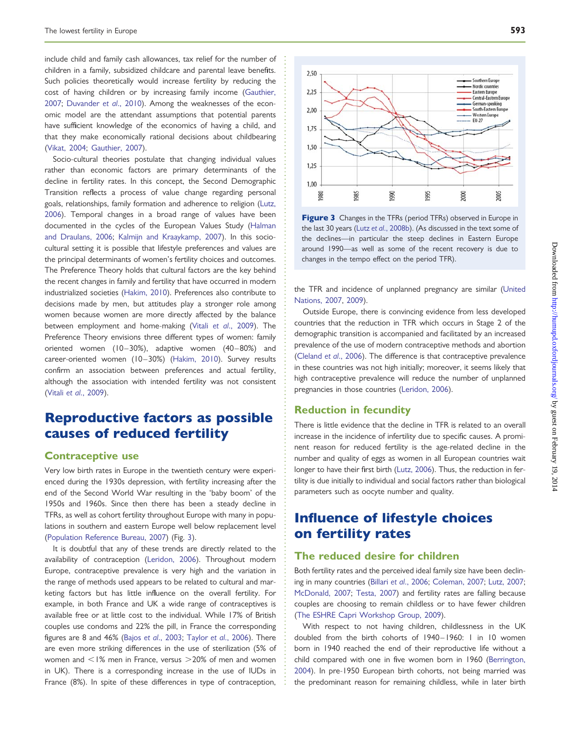include child and family cash allowances, tax relief for the number of children in a family, subsidized childcare and parental leave benefits. Such policies theoretically would increase fertility by reducing the cost of having children or by increasing family income (Gauthier, 2007; Duvander et al., 2010). Among the weaknesses of the economic model are the attendant assumptions that potential parents have sufficient knowledge of the economics of having a child, and that they make economically rational decisions about childbearing (Vikat, 2004; Gauthier, 2007).

Socio-cultural theories postulate that changing individual values rather than economic factors are primary determinants of the decline in fertility rates. In this concept, the Second Demographic Transition reflects a process of value change regarding personal goals, relationships, family formation and adherence to religion (Lutz, 2006). Temporal changes in a broad range of values have been documented in the cycles of the European Values Study (Halman and Draulans, 2006; Kalmijn and Kraaykamp, 2007). In this socio-cultural setting it is possible that lifestyle preferences and values are the principal determinants of women's fertility choices and outcomes. The Preference Theory holds that cultural factors are the key behind the recent changes in family and fertility that have occurred in modern industrialized societies (Hakim, 2010). Preferences also contribute to decisions made by men, but attitudes play a stronger role among women because women are more directly affected by the balance between employment and home-making (Vitali et al., 2009). The Preference Theory envisions three different types of women: family oriented women (10–30%), adaptive women (40–80%) and career-oriented women (10–30%) (Hakim, 2010). Survey results confirm an association between preferences and actual fertility, although the association with intended fertility was not consistent (Vitali et al., 2009).

# Reproductive factors as possible causes of reduced fertility

## Contraceptive use

Very low birth rates in Europe in the twentieth century were experienced during the 1930s depression, with fertility increasing after the end of the Second World War resulting in the 'baby boom' of the 1950s and 1960s. Since then there has been a steady decline in TFRs, as well as cohort fertility throughout Europe with many in populations in southern and eastern Europe well below replacement level (Population Reference Bureau, 2007) (Fig. 3).

It is doubtful that any of these trends are directly related to the availability of contraception (Leridon, 2006). Throughout modern Europe, contraceptive prevalence is very high and the variation in the range of methods used appears to be related to cultural and marketing factors but has little influence on the overall fertility. For example, in both France and UK a wide range of contraceptives is available free or at little cost to the individual. While 17% of British couples use condoms and 22% the pill, in France the corresponding figures are 8 and 46% (Bajos et al., 2003; Taylor et al., 2006). There are even more striking differences in the use of sterilization (5% of women and <1% men in France, versus >20% of men and women in UK). There is a corresponding increase in the use of IUDs in France (8%). In spite of these differences in type of contraception, the TFR and incidence of unplanned pregnancy are similar (United Nations, 2007, 2009).

**Figure 3** Changes in the TFRs (period TFRs) observed in Europe in the last 30 years (Lutz et al., 2008b). (As discussed in the text some of the declines—in particular the steep declines in Eastern Europe around 1990—as well as some of the recent recovery is due to changes in the tempo effect on the period TFR).

Outside Europe, there is convincing evidence from less developed countries that the reduction in TFR which occurs in Stage 2 of the demographic transition is accompanied and facilitated by an increased prevalence of the use of modern contraceptive methods and abortion (Cleland et al., 2006). The difference is that contraceptive prevalence in these countries was not high initially; moreover, it seems likely that high contraceptive prevalence will reduce the number of unplanned pregnancies in those countries (Leridon, 2006).

## Reduction in fecundity

There is little evidence that the decline in TFR is related to an overall increase in the incidence of infertility due to specific causes. A prominent reason for reduced fertility is the age-related decline in the number and quality of eggs as women in all European countries wait longer to have their first birth (Lutz, 2006). Thus, the reduction in fertility is due initially to individual and social factors rather than biological parameters such as oocyte number and quality.

# Influence of lifestyle choices on fertility rates

## The reduced desire for children

Both fertility rates and the perceived ideal family size have been declining in many countries (Billari et al., 2006; Coleman, 2007; Lutz, 2007; McDonald, 2007; Testa, 2007) and fertility rates are falling because couples are choosing to remain childless or to have fewer children (The ESHRE Capri Workshop Group, 2009).

With respect to not having children, childlessness in the UK doubled from the birth cohorts of 1940–1960: 1 in 10 women born in 1940 reached the end of their reproductive life without a child compared with one in five women born in 1960 (Berrington, 2004). In pre-1950 European birth cohorts, not being married was the predominant reason for remaining childless, while in later birth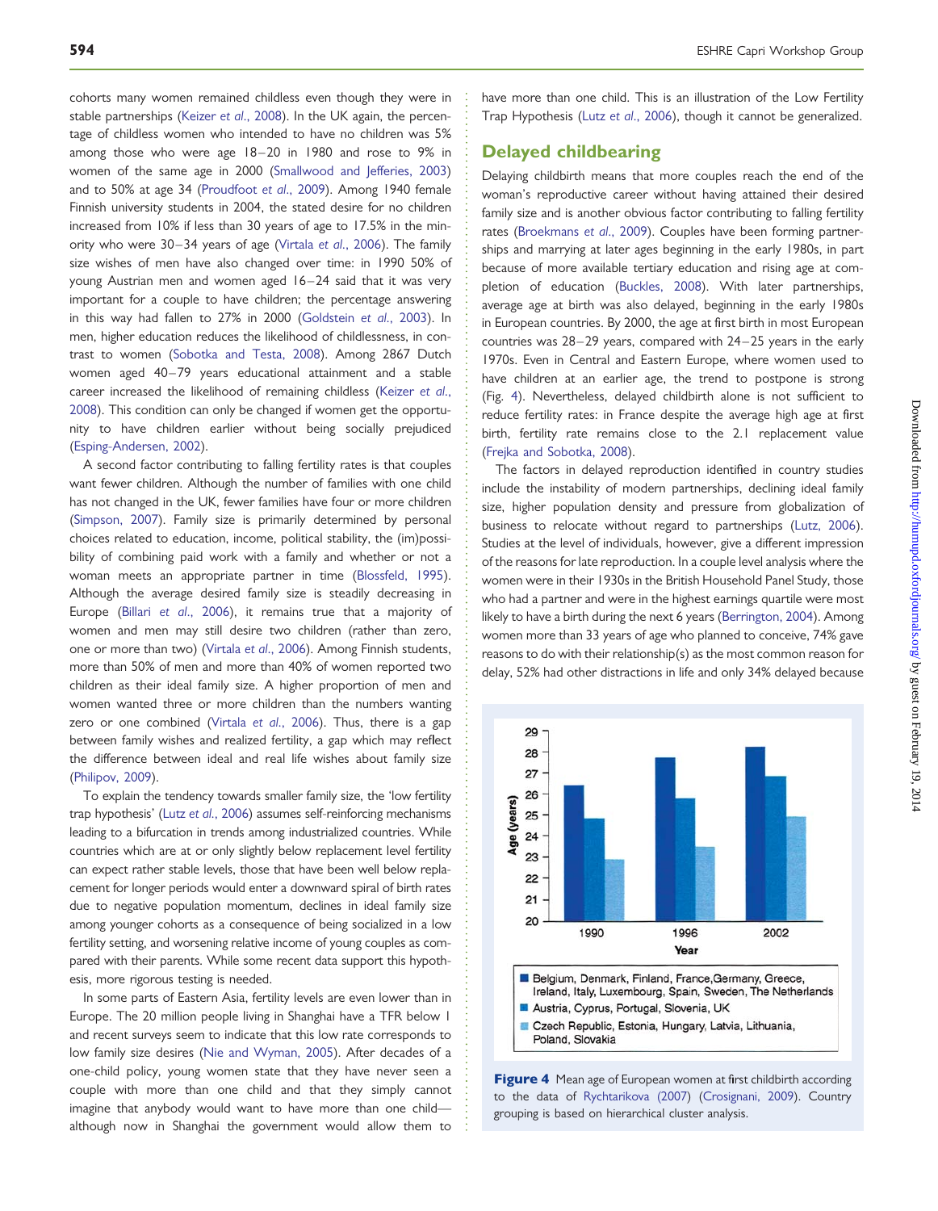cohorts many women remained childless even though they were in stable partnerships (Keizer et al., 2008). In the UK again, the percentage of childless women who intended to have no children was 5% among those who were age 18–20 in 1980 and rose to 9% in women of the same age in 2000 (Smallwood and Jefferies, 2003) and to 50% at age 34 (Proudfoot et al., 2009). Among 1940 female Finnish university students in 2004, the stated desire for no children increased from 10% if less than 30 years of age to 17.5% in the minority who were 30–34 years of age (Virtala et al., 2006). The family size wishes of men have also changed over time: in 1990 50% of young Austrian men and women aged 16–24 said that it was very important for a couple to have children; the percentage answering in this way had fallen to 27% in 2000 (Goldstein et al., 2003). In men, higher education reduces the likelihood of childlessness, in contrast to women (Sobotka and Testa, 2008). Among 2867 Dutch women aged 40–79 years educational attainment and a stable career increased the likelihood of remaining childless (Keizer et al., 2008). This condition can only be changed if women get the opportunity to have children earlier without being socially prejudiced (Esping-Andersen, 2002).

A second factor contributing to falling fertility rates is that couples want fewer children. Although the number of families with one child has not changed in the UK, fewer families have four or more children (Simpson, 2007). Family size is primarily determined by personal choices related to education, income, political stability, the (im)possibility of combining paid work with a family and whether or not a woman meets an appropriate partner in time (Blossfeld, 1995). Although the average desired family size is steadily decreasing in Europe (Billari et al., 2006), it remains true that a majority of women and men may still desire two children (rather than zero, one or more than two) (Virtala et al., 2006). Among Finnish students, more than 50% of men and more than 40% of women reported two children as their ideal family size. A higher proportion of men and women wanted three or more children than the numbers wanting zero or one combined (Virtala et al., 2006). Thus, there is a gap between family wishes and realized fertility, a gap which may reflect the difference between ideal and real life wishes about family size (Philipov, 2009).

To explain the tendency towards smaller family size, the 'low fertility trap hypothesis' (Lutz et al., 2006) assumes self-reinforcing mechanisms leading to a bifurcation in trends among industrialized countries. While countries which are at or only slightly below replacement level fertility can expect rather stable levels, those that have been well below replacement for longer periods would enter a downward spiral of birth rates due to negative population momentum, declines in ideal family size among younger cohorts as a consequence of being socialized in a low fertility setting, and worsening relative income of young couples as compared with their parents. While some recent data support this hypothesis, more rigorous testing is needed.

In some parts of Eastern Asia, fertility levels are even lower than in Europe. The 20 million people living in Shanghai have a TFR below 1 and recent surveys seem to indicate that this low rate corresponds to low family size desires (Nie and Wyman, 2005). After decades of a one-child policy, young women state that they have never seen a couple with more than one child and that they simply cannot imagine that anybody would want to have more than one child—although now in Shanghai the government would allow them to have more than one child. This is an illustration of the Low Fertility Trap Hypothesis (Lutz et al., 2006), though it cannot be generalized.

## Delayed childbearing

Delaying childbirth means that more couples reach the end of the woman's reproductive career without having attained their desired family size and is another obvious factor contributing to falling fertility rates (Broekmans et al., 2009). Couples have been forming partnerships and marrying at later ages beginning in the early 1980s, in part because of more available tertiary education and rising age at completion of education (Buckles, 2008). With later partnerships, average age at birth was also delayed, beginning in the early 1980s in European countries. By 2000, the age at first birth in most European countries was 28–29 years, compared with 24–25 years in the early 1970s. Even in Central and Eastern Europe, where women used to have children at an earlier age, the trend to postpone is strong (Fig. 4). Nevertheless, delayed childbirth alone is not sufficient to reduce fertility rates: in France despite the average high age at first birth, fertility rate remains close to the 2.1 replacement value (Frejka and Sobotka, 2008).

The factors in delayed reproduction identified in country studies include the instability of modern partnerships, declining ideal family size, higher population density and pressure from globalization of business to relocate without regard to partnerships (Lutz, 2006). Studies at the level of individuals, however, give a different impression of the reasons for late reproduction. In a couple level analysis where the women were in their 1930s in the British Household Panel Study, those who had a partner and were in the highest earnings quartile were most likely to have a birth during the next 6 years (Berrington, 2004). Among women more than 33 years of age who planned to conceive, 74% gave reasons to do with their relationship(s) as the most common reason for delay, 52% had other distractions in life and only 34% delayed because

**Figure 4** Mean age of European women at first childbirth according to the data of Rychtarikova (2007) (Crosignani, 2009). Country grouping is based on hierarchical cluster analysis.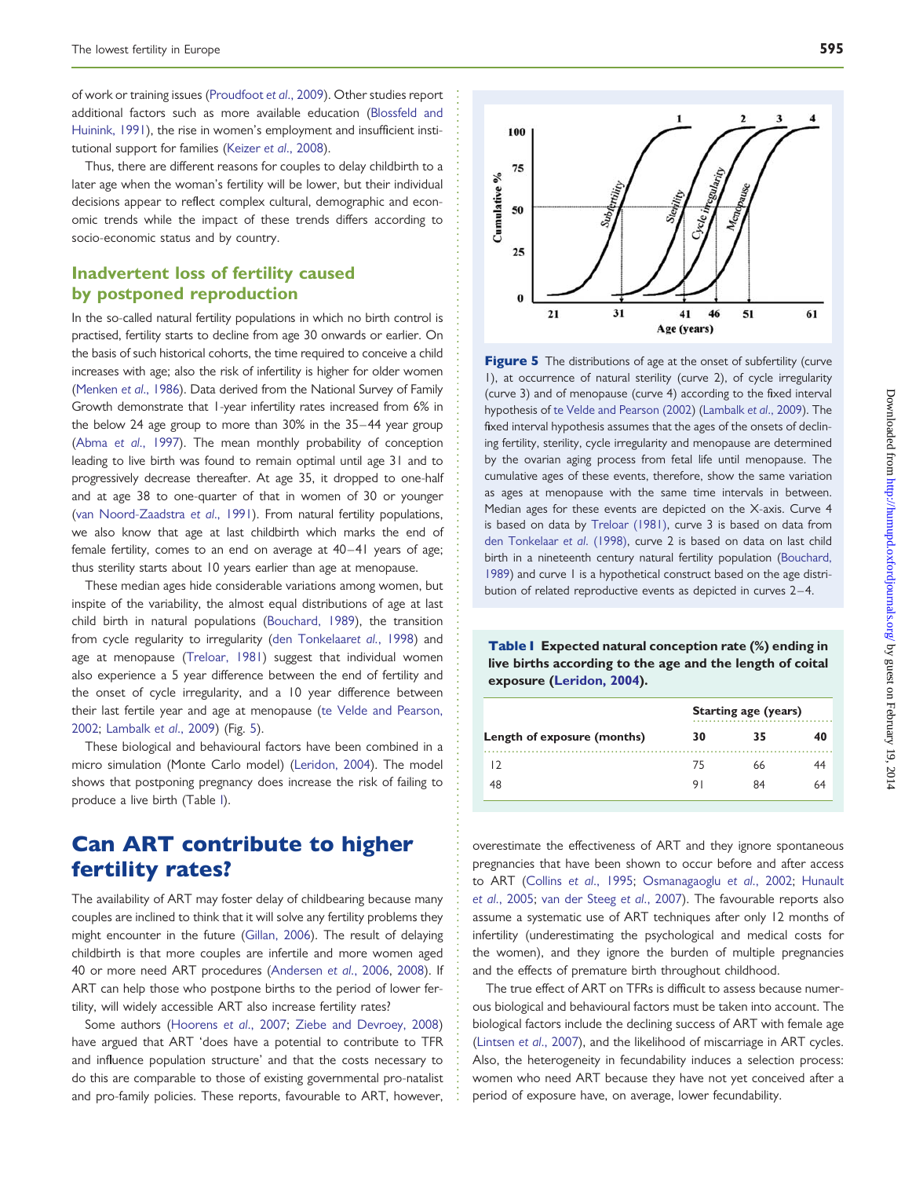of work or training issues (Proudfoot *et al*., 2009). Other studies report additional factors such as more available education (Blossfeld and Huinink, 1991), the rise in women's employment and insufficient institutional support for families (Keizer *et al*., 2008).

Thus, there are different reasons for couples to delay childbirth to a later age when the woman's fertility will be lower, but their individual decisions appear to reflect complex cultural, demographic and economic trends while the impact of these trends differs according to socio-economic status and by country.

## Inadvertent loss of fertility caused by postponed reproduction

In the so-called natural fertility populations in which no birth control is practised, fertility starts to decline from age 30 onwards or earlier. On the basis of such historical cohorts, the time required to conceive a child increases with age; also the risk of infertility is higher for older women (Menken *et al*., 1986). Data derived from the National Survey of Family Growth demonstrate that 1-year infertility rates increased from 6% in the below 24 age group to more than 30% in the 35–44 year group (Abma *et al*., 1997). The mean monthly probability of conception leading to live birth was found to remain optimal until age 31 and to progressively decrease thereafter. At age 35, it dropped to one-half and at age 38 to one-quarter of that in women of 30 or younger (van Noord-Zaadstra *et al*., 1991). From natural fertility populations, we also know that age at last childbirth which marks the end of female fertility, comes to an end on average at 40–41 years of age; thus sterility starts about 10 years earlier than age at menopause.

These median ages hide considerable variations among women, but inspite of the variability, the almost equal distributions of age at last child birth in natural populations (Bouchard, 1989), the transition from cycle regularity to irregularity (den Tonkelaaret *al*., 1998) and age at menopause (Treloar, 1981) suggest that individual women also experience a 5 year difference between the end of fertility and the onset of cycle irregularity, and a 10 year difference between their last fertile year and age at menopause (te Velde and Pearson, 2002; Lambalk *et al*., 2009) (Fig. 5).

These biological and behavioural factors have been combined in a micro simulation (Monte Carlo model) (Leridon, 2004). The model shows that postponing pregnancy does increase the risk of failing to produce a live birth (Table I).

**Figure 5** The distributions of age at the onset of subfertility (curve 1), at occurrence of natural sterility (curve 2), of cycle irregularity (curve 3) and of menopause (curve 4) according to the fixed interval hypothesis of te Velde and Pearson (2002) (Lambalk *et al*., 2009). The fixed interval hypothesis assumes that the ages of the onsets of declining fertility, sterility, cycle irregularity and menopause are determined by the ovarian aging process from fetal life until menopause. The cumulative ages of these events, therefore, show the same variation as ages at menopause with the same time intervals in between. Median ages for these events are depicted on the X-axis. Curve 4 is based on data by Treloar (1981), curve 3 is based on data from den Tonkelaar *et al*. (1998), curve 2 is based on data on last child birth in a nineteenth century natural fertility population (Bouchard, 1989) and curve 1 is a hypothetical construct based on the age distribution of related reproductive events as depicted in curves 2–4.

**Table I Expected natural conception rate (%) ending in live births according to the age and the length of coital exposure (Leridon, 2004).**

| | Starting age (years) | | |
|---|---|---|---|
| Length of exposure (months) | 30 | 35 | 40 |
| 12 | 75 | 66 | 44 |
| 48 | 91 | 84 | 64 |

# Can ART contribute to higher fertility rates?

The availability of ART may foster delay of childbearing because many couples are inclined to think that it will solve any fertility problems they might encounter in the future (Gillan, 2006). The result of delaying childbirth is that more couples are infertile and more women aged 40 or more need ART procedures (Andersen *et al*., 2006, 2008). If ART can help those who postpone births to the period of lower fertility, will widely accessible ART also increase fertility rates?

Some authors (Hoorens *et al*., 2007; Ziebe and Devroey, 2008) have argued that ART 'does have a potential to contribute to TFR and influence population structure' and that the costs necessary to do this are comparable to those of existing governmental pro-natalist and pro-family policies. These reports, favourable to ART, however, overestimate the effectiveness of ART and they ignore spontaneous pregnancies that have been shown to occur before and after access to ART (Collins *et al*., 1995; Osmanagaoglu *et al*., 2002; Hunault *et al*., 2005; van der Steeg *et al*., 2007). The favourable reports also assume a systematic use of ART techniques after only 12 months of infertility (underestimating the psychological and medical costs for the women), and they ignore the burden of multiple pregnancies and the effects of premature birth throughout childhood.

The true effect of ART on TFRs is difficult to assess because numerous biological and behavioural factors must be taken into account. The biological factors include the declining success of ART with female age (Lintsen *et al*., 2007), and the likelihood of miscarriage in ART cycles. Also, the heterogeneity in fecundability induces a selection process: women who need ART because they have not yet conceived after a period of exposure have, on average, lower fecundability.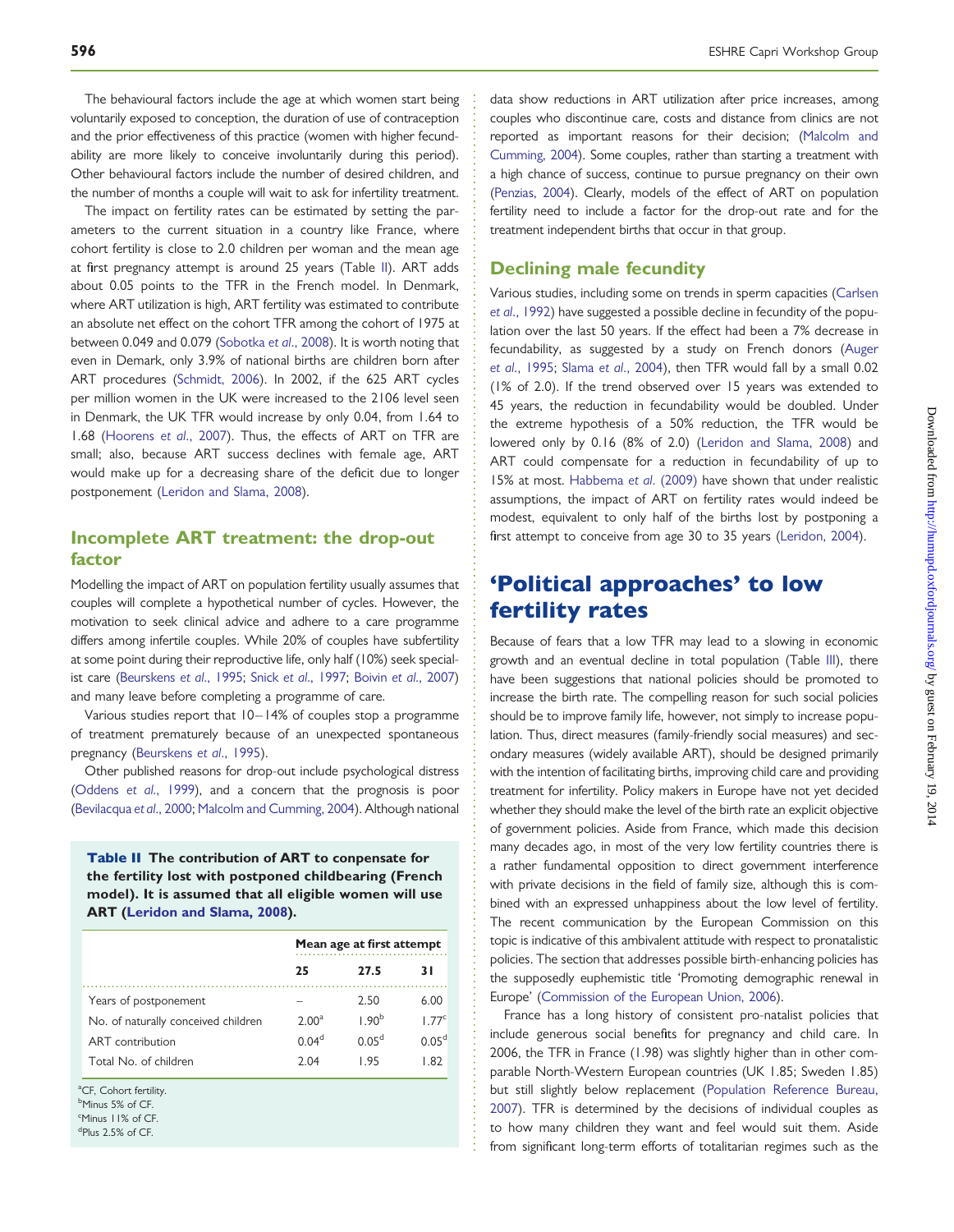The behavioural factors include the age at which women start being voluntarily exposed to conception, the duration of use of contraception and the prior effectiveness of this practice (women with higher fecundability are more likely to conceive involuntarily during this period). Other behavioural factors include the number of desired children, and the number of months a couple will wait to ask for infertility treatment.

The impact on fertility rates can be estimated by setting the parameters to the current situation in a country like France, where cohort fertility is close to 2.0 children per woman and the mean age at first pregnancy attempt is around 25 years (Table II). ART adds about 0.05 points to the TFR in the French model. In Denmark, where ART utilization is high, ART fertility was estimated to contribute an absolute net effect on the cohort TFR among the cohort of 1975 at between 0.049 and 0.079 (Sobotka *et al*., 2008). It is worth noting that even in Demark, only 3.9% of national births are children born after ART procedures (Schmidt, 2006). In 2002, if the 625 ART cycles per million women in the UK were increased to the 2106 level seen in Denmark, the UK TFR would increase by only 0.04, from 1.64 to 1.68 (Hoorens *et al*., 2007). Thus, the effects of ART on TFR are small; also, because ART success declines with female age, ART would make up for a decreasing share of the deficit due to longer postponement (Leridon and Slama, 2008).

**Table II The contribution of ART to conpensate for the fertility lost with postponed childbearing (French model). It is assumed that all eligible women will use ART (Leridon and Slama, 2008).**

| | Mean age at first attempt | | |
|---|---|---|---|
| | 25 | 27.5 | 31 |
| Years of postponement | – | 2.50 | 6.00 |
| No. of naturally conceived children | 2.00[a] | 1.90[b] | 1.77[c] |
| ART contribution | 0.04[d] | 0.05[d] | 0.05[d] |
| Total No. of children | 2.04 | 1.95 | 1.82 |

[a]CF, Cohort fertility.
[b]Minus 5% of CF.
[c]Minus 11% of CF.
[d]Plus 2.5% of CF.

## Incomplete ART treatment: the drop-out factor

Modelling the impact of ART on population fertility usually assumes that couples will complete a hypothetical number of cycles. However, the motivation to seek clinical advice and adhere to a care programme differs among infertile couples. While 20% of couples have subfertility at some point during their reproductive life, only half (10%) seek specialist care (Beurskens *et al*., 1995; Snick *et al*., 1997; Boivin *et al*., 2007) and many leave before completing a programme of care.

Various studies report that 10–14% of couples stop a programme of treatment prematurely because of an unexpected spontaneous pregnancy (Beurskens *et al*., 1995).

Other published reasons for drop-out include psychological distress (Oddens *et al*., 1999), and a concern that the prognosis is poor (Bevilacqua *et al*., 2000; Malcolm and Cumming, 2004). Although national data show reductions in ART utilization after price increases, among couples who discontinue care, costs and distance from clinics are not reported as important reasons for their decision; (Malcolm and Cumming, 2004). Some couples, rather than starting a treatment with a high chance of success, continue to pursue pregnancy on their own (Penzias, 2004). Clearly, models of the effect of ART on population fertility need to include a factor for the drop-out rate and for the treatment independent births that occur in that group.

## Declining male fecundity

Various studies, including some on trends in sperm capacities (Carlsen *et al*., 1992) have suggested a possible decline in fecundity of the population over the last 50 years. If the effect had been a 7% decrease in fecundability, as suggested by a study on French donors (Auger *et al*., 1995; Slama *et al*., 2004), then TFR would fall by a small 0.02 (1% of 2.0). If the trend observed over 15 years was extended to 45 years, the reduction in fecundability would be doubled. Under the extreme hypothesis of a 50% reduction, the TFR would be lowered only by 0.16 (8% of 2.0) (Leridon and Slama, 2008) and ART could compensate for a reduction in fecundability of up to 15% at most. Habbema *et al*. (2009) have shown that under realistic assumptions, the impact of ART on fertility rates would indeed be modest, equivalent to only half of the births lost by postponing a first attempt to conceive from age 30 to 35 years (Leridon, 2004).

# 'Political approaches' to low fertility rates

Because of fears that a low TFR may lead to a slowing in economic growth and an eventual decline in total population (Table III), there have been suggestions that national policies should be promoted to increase the birth rate. The compelling reason for such social policies should be to improve family life, however, not simply to increase population. Thus, direct measures (family-friendly social measures) and secondary measures (widely available ART), should be designed primarily with the intention of facilitating births, improving child care and providing treatment for infertility. Policy makers in Europe have not yet decided whether they should make the level of the birth rate an explicit objective of government policies. Aside from France, which made this decision many decades ago, in most of the very low fertility countries there is a rather fundamental opposition to direct government interference with private decisions in the field of family size, although this is combined with an expressed unhappiness about the low level of fertility. The recent communication by the European Commission on this topic is indicative of this ambivalent attitude with respect to pronatalistic policies. The section that addresses possible birth-enhancing policies has the supposedly euphemistic title 'Promoting demographic renewal in Europe' (Commission of the European Union, 2006).

France has a long history of consistent pro-natalist policies that include generous social benefits for pregnancy and child care. In 2006, the TFR in France (1.98) was slightly higher than in other comparable North-Western European countries (UK 1.85; Sweden 1.85) but still slightly below replacement (Population Reference Bureau, 2007). TFR is determined by the decisions of individual couples as to how many children they want and feel would suit them. Aside from significant long-term efforts of totalitarian regimes such as the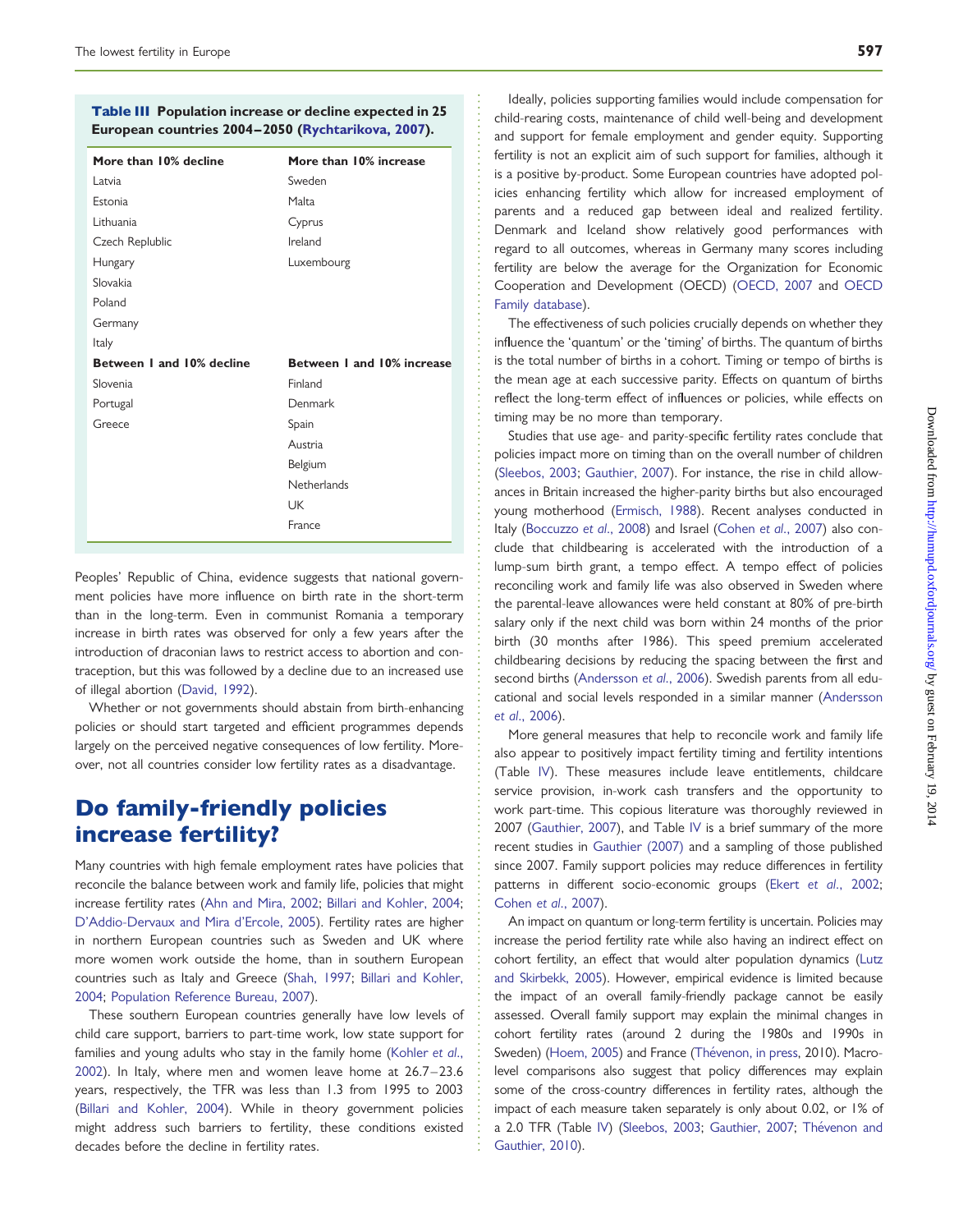**Table III** Population increase or decline expected in 25 European countries 2004–2050 (Rychtarikova, 2007).

| More than 10% decline | More than 10% increase |
|---|---|
| Latvia | Sweden |
| Estonia | Malta |
| Lithuania | Cyprus |
| Czech Replublic | Ireland |
| Hungary | Luxembourg |
| Slovakia | |
| Poland | |
| Germany | |
| Italy | |
| **Between 1 and 10% decline** | **Between 1 and 10% increase** |
| Slovenia | Finland |
| Portugal | Denmark |
| Greece | Spain |
| | Austria |
| | Belgium |
| | Netherlands |
| | UK |
| | France |

Peoples' Republic of China, evidence suggests that national government policies have more influence on birth rate in the short-term than in the long-term. Even in communist Romania a temporary increase in birth rates was observed for only a few years after the introduction of draconian laws to restrict access to abortion and contraception, but this was followed by a decline due to an increased use of illegal abortion (David, 1992).

Whether or not governments should abstain from birth-enhancing policies or should start targeted and efficient programmes depends largely on the perceived negative consequences of low fertility. Moreover, not all countries consider low fertility rates as a disadvantage.

# Do family-friendly policies increase fertility?

Many countries with high female employment rates have policies that reconcile the balance between work and family life, policies that might increase fertility rates (Ahn and Mira, 2002; Billari and Kohler, 2004; D'Addio-Dervaux and Mira d'Ercole, 2005). Fertility rates are higher in northern European countries such as Sweden and UK where more women work outside the home, than in southern European countries such as Italy and Greece (Shah, 1997; Billari and Kohler, 2004; Population Reference Bureau, 2007).

These southern European countries generally have low levels of child care support, barriers to part-time work, low state support for families and young adults who stay in the family home (Kohler *et al.*, 2002). In Italy, where men and women leave home at 26.7–23.6 years, respectively, the TFR was less than 1.3 from 1995 to 2003 (Billari and Kohler, 2004). While in theory government policies might address such barriers to fertility, these conditions existed decades before the decline in fertility rates.

Ideally, policies supporting families would include compensation for child-rearing costs, maintenance of child well-being and development and support for female employment and gender equity. Supporting fertility is not an explicit aim of such support for families, although it is a positive by-product. Some European countries have adopted policies enhancing fertility which allow for increased employment of parents and a reduced gap between ideal and realized fertility. Denmark and Iceland show relatively good performances with regard to all outcomes, whereas in Germany many scores including fertility are below the average for the Organization for Economic Cooperation and Development (OECD) (OECD, 2007 and OECD Family database).

The effectiveness of such policies crucially depends on whether they influence the 'quantum' or the 'timing' of births. The quantum of births is the total number of births in a cohort. Timing or tempo of births is the mean age at each successive parity. Effects on quantum of births reflect the long-term effect of influences or policies, while effects on timing may be no more than temporary.

Studies that use age- and parity-specific fertility rates conclude that policies impact more on timing than on the overall number of children (Sleebos, 2003; Gauthier, 2007). For instance, the rise in child allowances in Britain increased the higher-parity births but also encouraged young motherhood (Ermisch, 1988). Recent analyses conducted in Italy (Boccuzzo *et al.*, 2008) and Israel (Cohen *et al.*, 2007) also conclude that childbearing is accelerated with the introduction of a lump-sum birth grant, a tempo effect. A tempo effect of policies reconciling work and family life was also observed in Sweden where the parental-leave allowances were held constant at 80% of pre-birth salary only if the next child was born within 24 months of the prior birth (30 months after 1986). This speed premium accelerated childbearing decisions by reducing the spacing between the first and second births (Andersson *et al.*, 2006). Swedish parents from all educational and social levels responded in a similar manner (Andersson *et al.*, 2006).

More general measures that help to reconcile work and family life also appear to positively impact fertility timing and fertility intentions (Table IV). These measures include leave entitlements, childcare service provision, in-work cash transfers and the opportunity to work part-time. This copious literature was thoroughly reviewed in 2007 (Gauthier, 2007), and Table IV is a brief summary of the more recent studies in Gauthier (2007) and a sampling of those published since 2007. Family support policies may reduce differences in fertility patterns in different socio-economic groups (Ekert *et al.*, 2002; Cohen *et al.*, 2007).

An impact on quantum or long-term fertility is uncertain. Policies may increase the period fertility rate while also having an indirect effect on cohort fertility, an effect that would alter population dynamics (Lutz and Skirbekk, 2005). However, empirical evidence is limited because the impact of an overall family-friendly package cannot be easily assessed. Overall family support may explain the minimal changes in cohort fertility rates (around 2 during the 1980s and 1990s in Sweden) (Hoem, 2005) and France (Thévenon, in press, 2010). Macro-level comparisons also suggest that policy differences may explain some of the cross-country differences in fertility rates, although the impact of each measure taken separately is only about 0.02, or 1% of a 2.0 TFR (Table IV) (Sleebos, 2003; Gauthier, 2007; Thévenon and Gauthier, 2010).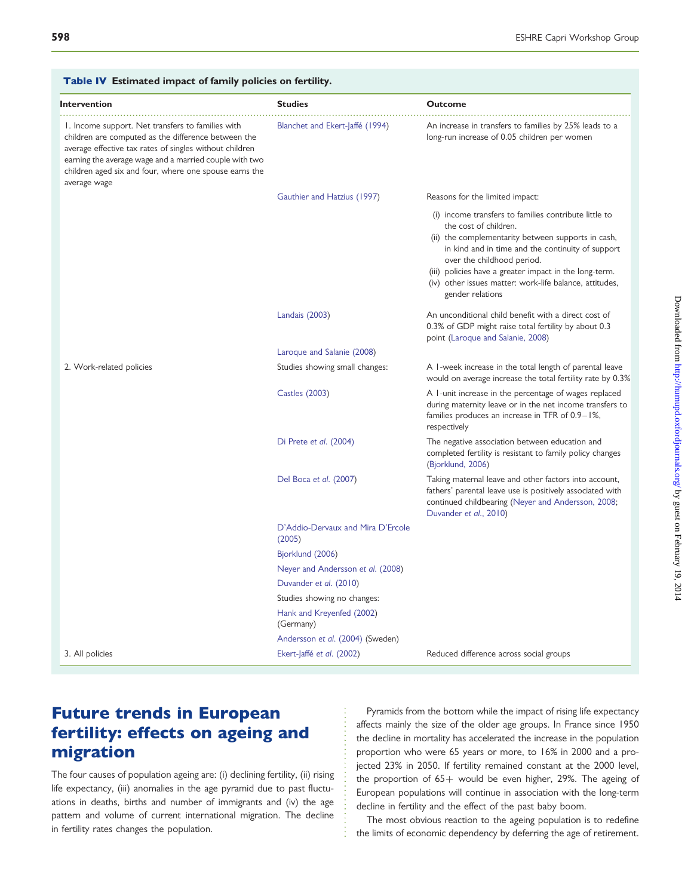**Table IV** Estimated impact of family policies on fertility.

| Intervention | Studies | Outcome |
|---|---|---|
| 1. Income support. Net transfers to families with children are computed as the difference between the average effective tax rates of singles without children earning the average wage and a married couple with two children aged six and four, where one spouse earns the average wage | Blanchet and Ekert-Jaffé (1994) | An increase in transfers to families by 25% leads to a long-run increase of 0.05 children per women |
| | Gauthier and Hatzius (1997) | Reasons for the limited impact: (i) income transfers to families contribute little to the cost of children. (ii) the complementarity between supports in cash, in kind and in time and the continuity of support over the childhood period. (iii) policies have a greater impact in the long-term. (iv) other issues matter: work-life balance, attitudes, gender relations |
| | Landais (2003) | An unconditional child benefit with a direct cost of 0.3% of GDP might raise total fertility by about 0.3 point (Laroque and Salanie, 2008) |
| | Laroque and Salanie (2008) | |
| 2. Work-related policies | Studies showing small changes: | A 1-week increase in the total length of parental leave would on average increase the total fertility rate by 0.3% |
| | Castles (2003) | A 1-unit increase in the percentage of wages replaced during maternity leave or in the net income transfers to families produces an increase in TFR of 0.9–1%, respectively |
| | Di Prete *et al.* (2004) | The negative association between education and completed fertility is resistant to family policy changes (Bjorklund, 2006) |
| | Del Boca *et al.* (2007) | Taking maternal leave and other factors into account, fathers' parental leave use is positively associated with continued childbearing (Neyer and Andersson, 2008; Duvander *et al.*, 2010) |
| | D'Addio-Dervaux and Mira D'Ercole (2005) | |
| | Bjorklund (2006) | |
| | Neyer and Andersson *et al.* (2008) | |
| | Duvander *et al.* (2010) | |
| | Studies showing no changes: | |
| | Hank and Kreyenfed (2002) (Germany) | |
| | Andersson *et al.* (2004) (Sweden) | |
| 3. All policies | Ekert-Jaffé *et al.* (2002) | Reduced difference across social groups |

# Future trends in European fertility: effects on ageing and migration

The four causes of population ageing are: (i) declining fertility, (ii) rising life expectancy, (iii) anomalies in the age pyramid due to past fluctuations in deaths, births and number of immigrants and (iv) the age pattern and volume of current international migration. The decline in fertility rates changes the population.

Pyramids from the bottom while the impact of rising life expectancy affects mainly the size of the older age groups. In France since 1950 the decline in mortality has accelerated the increase in the population proportion who were 65 years or more, to 16% in 2000 and a projected 23% in 2050. If fertility remained constant at the 2000 level, the proportion of 65+ would be even higher, 29%. The ageing of European populations will continue in association with the long-term decline in fertility and the effect of the past baby boom.

The most obvious reaction to the ageing population is to redefine the limits of economic dependency by deferring the age of retirement.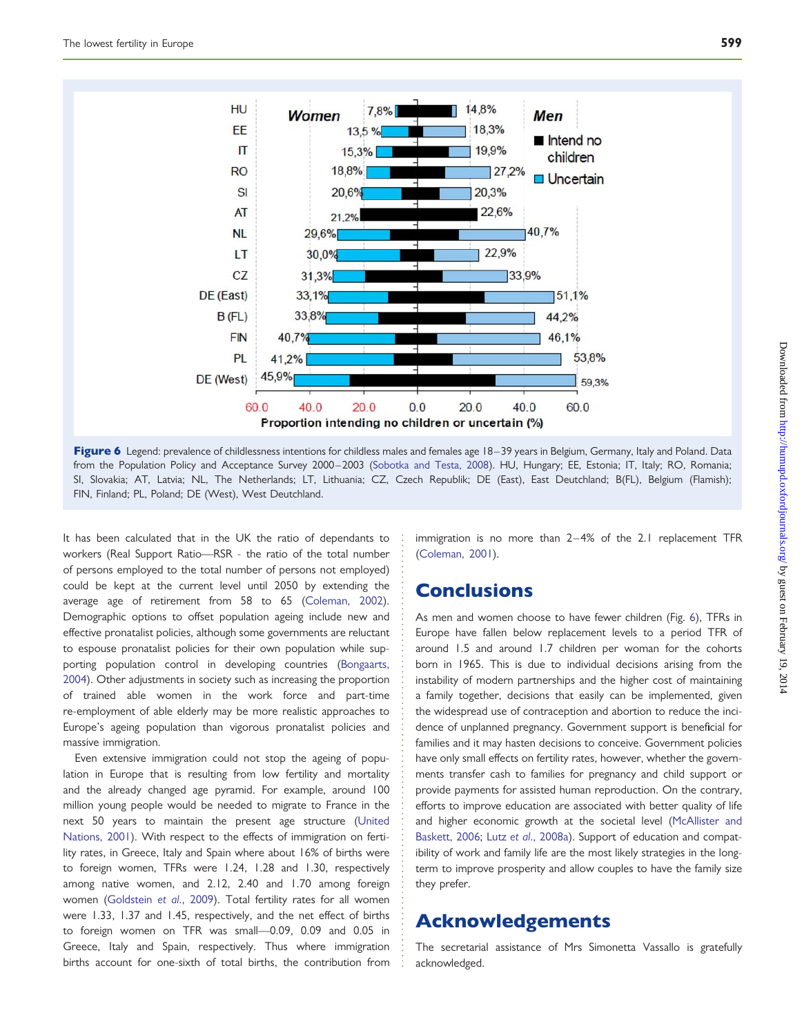Figure 6 Legend: prevalence of childlessness intentions for childless males and females age 18–39 years in Belgium, Germany, Italy and Poland. Data from the Population Policy and Acceptance Survey 2000–2003 (Sobotka and Testa, 2008). HU, Hungary; EE, Estonia; IT, Italy; RO, Romania; SI, Slovakia; AT, Latvia; NL, The Netherlands; LT, Lithuania; CZ, Czech Republik; DE (East), East Deutchland; B(FL), Belgium (Flamish); FIN, Finland; PL, Poland; DE (West), West Deutchland.

It has been calculated that in the UK the ratio of dependants to workers (Real Support Ratio—RSR - the ratio of the total number of persons employed to the total number of persons not employed) could be kept at the current level until 2050 by extending the average age of retirement from 58 to 65 (Coleman, 2002). Demographic options to offset population ageing include new and effective pronatalist policies, although some governments are reluctant to espouse pronatalist policies for their own population while supporting population control in developing countries (Bongaarts, 2004). Other adjustments in society such as increasing the proportion of trained able women in the work force and part-time re-employment of able elderly may be more realistic approaches to Europe's ageing population than vigorous pronatalist policies and massive immigration.

Even extensive immigration could not stop the ageing of population in Europe that is resulting from low fertility and mortality and the already changed age pyramid. For example, around 100 million young people would be needed to migrate to France in the next 50 years to maintain the present age structure (United Nations, 2001). With respect to the effects of immigration on fertility rates, in Greece, Italy and Spain where about 16% of births were to foreign women, TFRs were 1.24, 1.28 and 1.30, respectively among native women, and 2.12, 2.40 and 1.70 among foreign women (Goldstein *et al.*, 2009). Total fertility rates for all women were 1.33, 1.37 and 1.45, respectively, and the net effect of births to foreign women on TFR was small—0.09, 0.09 and 0.05 in Greece, Italy and Spain, respectively. Thus where immigration births account for one-sixth of total births, the contribution from immigration is no more than 2–4% of the 2.1 replacement TFR (Coleman, 2001).

# Conclusions

As men and women choose to have fewer children (Fig. 6), TFRs in Europe have fallen below replacement levels to a period TFR of around 1.5 and around 1.7 children per woman for the cohorts born in 1965. This is due to individual decisions arising from the instability of modern partnerships and the higher cost of maintaining a family together, decisions that easily can be implemented, given the widespread use of contraception and abortion to reduce the incidence of unplanned pregnancy. Government support is beneficial for families and it may hasten decisions to conceive. Government policies have only small effects on fertility rates, however, whether the governments transfer cash to families for pregnancy and child support or provide payments for assisted human reproduction. On the contrary, efforts to improve education are associated with better quality of life and higher economic growth at the societal level (McAllister and Baskett, 2006; Lutz *et al.*, 2008a). Support of education and compatibility of work and family life are the most likely strategies in the long-term to improve prosperity and allow couples to have the family size they prefer.

# Acknowledgements

The secretarial assistance of Mrs Simonetta Vassallo is gratefully acknowledged.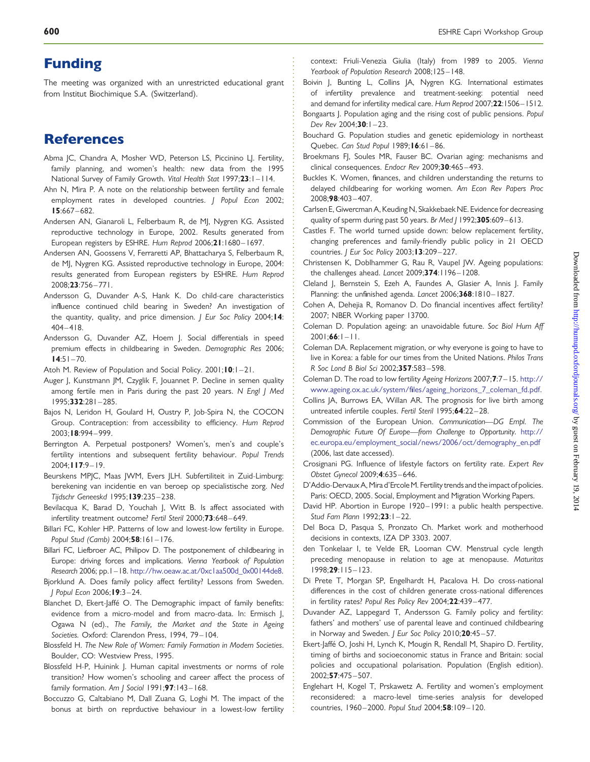# Funding

The meeting was organized with an unrestricted educational grant from Institut Biochimique S.A. (Switzerland).

# References

Abma JC, Chandra A, Mosher WD, Peterson LS, Piccinino LJ. Fertility, family planning, and women's health: new data from the 1995 National Survey of Family Growth. *Vital Health Stat* 1997;**23**:1–114.

Ahn N, Mira P. A note on the relationship between fertility and female employment rates in developed countries. *J Popul Econ* 2002; **15**:667–682.

Andersen AN, Gianaroli L, Felberbaum R, de MJ, Nygren KG. Assisted reproductive technology in Europe, 2002. Results generated from European registers by ESHRE. *Hum Reprod* 2006;**21**:1680–1697.

Andersen AN, Goossens V, Ferraretti AP, Bhattacharya S, Felberbaum R, de MJ, Nygren KG. Assisted reproductive technology in Europe, 2004: results generated from European registers by ESHRE. *Hum Reprod* 2008;**23**:756–771.

Andersson G, Duvander A-S, Hank K. Do child-care characteristics influence continued child bearing in Sweden? An investigation of the quantity, quality, and price dimension. *J Eur Soc Policy* 2004;**14**: 404–418.

Andersson G, Duvander AZ, Hoem J. Social differentials in speed premium effects in childbearing in Sweden. *Demographic Res* 2006; **14**:51–70.

Atoh M. Review of Population and Social Policy. 2001;**10**:1–21.

Auger J, Kunstmann JM, Czyglik F, Jouannet P. Decline in semen quality among fertile men in Paris during the past 20 years. *N Engl J Med* 1995;**332**:281–285.

Bajos N, Leridon H, Goulard H, Oustry P, Job-Spira N, the COCON Group. Contraception: from accessibility to efficiency. *Hum Reprod* 2003;**18**:994–999.

Berrington A. Perpetual postponers? Women's, men's and couple's fertility intentions and subsequent fertility behaviour. *Popul Trends* 2004;**117**:9–19.

Beurskens MPJC, Maas JWM, Evers JLH. Subfertiliteit in Zuid-Limburg: berekening van incidentie en van beroep op specialistische zorg. *Ned Tijdschr Geneeskd* 1995;**139**:235–238.

Bevilacqua K, Barad D, Youchah J, Witt B. Is affect associated with infertility treatment outcome? *Fertil Steril* 2000;**73**:648–649.

Billari FC, Kohler HP. Patterns of low and lowest-low fertility in Europe. *Popul Stud (Camb)* 2004;**58**:161–176.

Billari FC, Liefbroer AC, Philipov D. The postponement of childbearing in Europe: driving forces and implications. *Vienna Yearbook of Population Research* 2006; pp.1–18. http://hw.oeaw.ac.at/0xc1aa500d_0x00144de8.

Bjorklund A. Does family policy affect fertility? Lessons from Sweden. *J Popul Econ* 2006;**19**:3–24.

Blanchet D, Ekert-Jaffé O. The Demographic impact of family benefits: evidence from a micro-model and from macro-data. In: Ermisch J, Ogawa N (ed)., *The Family, the Market and the State in Ageing Societies.* Oxford: Clarendon Press, 1994, 79–104.

Blossfeld H. *The New Role of Women: Family Formation in Modern Societies*. Boulder, CO: Westview Press, 1995.

Blossfeld H-P, Huinink J. Human capital investments or norms of role transition? How women's schooling and career affect the process of family formation. *Am J Sociol* 1991;**97**:143–168.

Boccuzzo G, Caltabiano M, Dall Zuana G, Loghi M. The impact of the bonus at birth on reprductive behaviour in a lowest-low fertility context: Friuli-Venezia Giulia (Italy) from 1989 to 2005. *Vienna Yearbook of Population Research* 2008;125–148.

Boivin J, Bunting L, Collins JA, Nygren KG. International estimates of infertility prevalence and treatment-seeking: potential need and demand for infertility medical care. *Hum Reprod* 2007;**22**:1506–1512.

Bongaarts J. Population aging and the rising cost of public pensions. *Popul Dev Rev* 2004;**30**:1–23.

Bouchard G. Population studies and genetic epidemiology in northeast Quebec. *Can Stud Popul* 1989;**16**:61–86.

Broekmans FJ, Soules MR, Fauser BC. Ovarian aging: mechanisms and clinical consequences. *Endocr Rev* 2009;**30**:465–493.

Buckles K. Women, finances, and children understanding the returns to delayed childbearing for working women. *Am Econ Rev Papers Proc* 2008;**98**:403–407.

Carlsen E, Giwercman A, Keuding N, Skakkebaek NE. Evidence for decreasing quality of sperm during past 50 years. *Br Med J* 1992;**305**:609–613.

Castles F. The world turned upside down: below replacement fertility, changing preferences and family-friendly public policy in 21 OECD countries. *J Eur Soc Policy* 2003;**13**:209–227.

Christensen K, Doblhammer G, Rau R, Vaupel JW. Ageing populations: the challenges ahead. *Lancet* 2009;**374**:1196–1208.

Cleland J, Bernstein S, Ezeh A, Faundes A, Glasier A, Innis J. Family Planning: the unfinished agenda. *Lancet* 2006;**368**:1810–1827.

Cohen A, Dehejia R, Romanov D. Do financial incentives affect fertility? 2007; NBER Working paper 13700.

Coleman D. Population ageing: an unavoidable future. *Soc Biol Hum Aff* 2001;**66**:1–11.

Coleman DA. Replacement migration, or why everyone is going to have to live in Korea: a fable for our times from the United Nations. *Philos Trans R Soc Lond B Biol Sci* 2002;**357**:583–598.

Coleman D. The road to low fertility *Ageing Horizons* 2007;**7**:7–15. http://www.ageing.ox.ac.uk/system/files/ageing_horizons_7_coleman_fd.pdf.

Collins JA, Burrows EA, Willan AR. The prognosis for live birth among untreated infertile couples. *Fertil Steril* 1995;**64**:22–28.

Commission of the European Union. *Communication—DG Empl. The Demographic Future Of Europe—from Challenge to Opportunity.* http://ec.europa.eu/employment_social/news/2006/oct/demography_en.pdf (2006, last date accessed).

Crosignani PG. Influence of lifestyle factors on fertility rate. *Expert Rev Obstet Gynecol* 2009;**4**:635–646.

D'Addio-Dervaux A, Mira d'Ercole M. Fertility trends and the impact of policies. Paris: OECD, 2005. Social, Employment and Migration Working Papers.

David HP. Abortion in Europe 1920–1991: a public health perspective. *Stud Fam Plann* 1992;**23**:1–22.

Del Boca D, Pasqua S, Pronzato Ch. Market work and motherhood decisions in contexts, IZA DP 3303. 2007.

den Tonkelaar I, te Velde ER, Looman CW. Menstrual cycle length preceding menopause in relation to age at menopause. *Maturitas* 1998;**29**:115–123.

Di Prete T, Morgan SP, Engelhardt H, Pacalova H. Do cross-national differences in the cost of children generate cross-national differences in fertility rates? *Popul Res Policy Rev* 2004;**22**:439–477.

Duvander AZ, Lappegard T, Andersson G. Family policy and fertility: fathers' and mothers' use of parental leave and continued childbearing in Norway and Sweden. *J Eur Soc Policy* 2010;**20**:45–57.

Ekert-Jaffé O, Joshi H, Lynch K, Mougin R, Rendall M, Shapiro D. Fertility, timing of births and socioeconomic status in France and Britain: social policies and occupational polarisation. Population (English edition). 2002;**57**:475–507.

Englehart H, Kogel T, Prskawetz A. Fertility and women's employment reconsidered: a macro-level time-series analysis for developed countries, 1960–2000. *Popul Stud* 2004;**58**:109–120.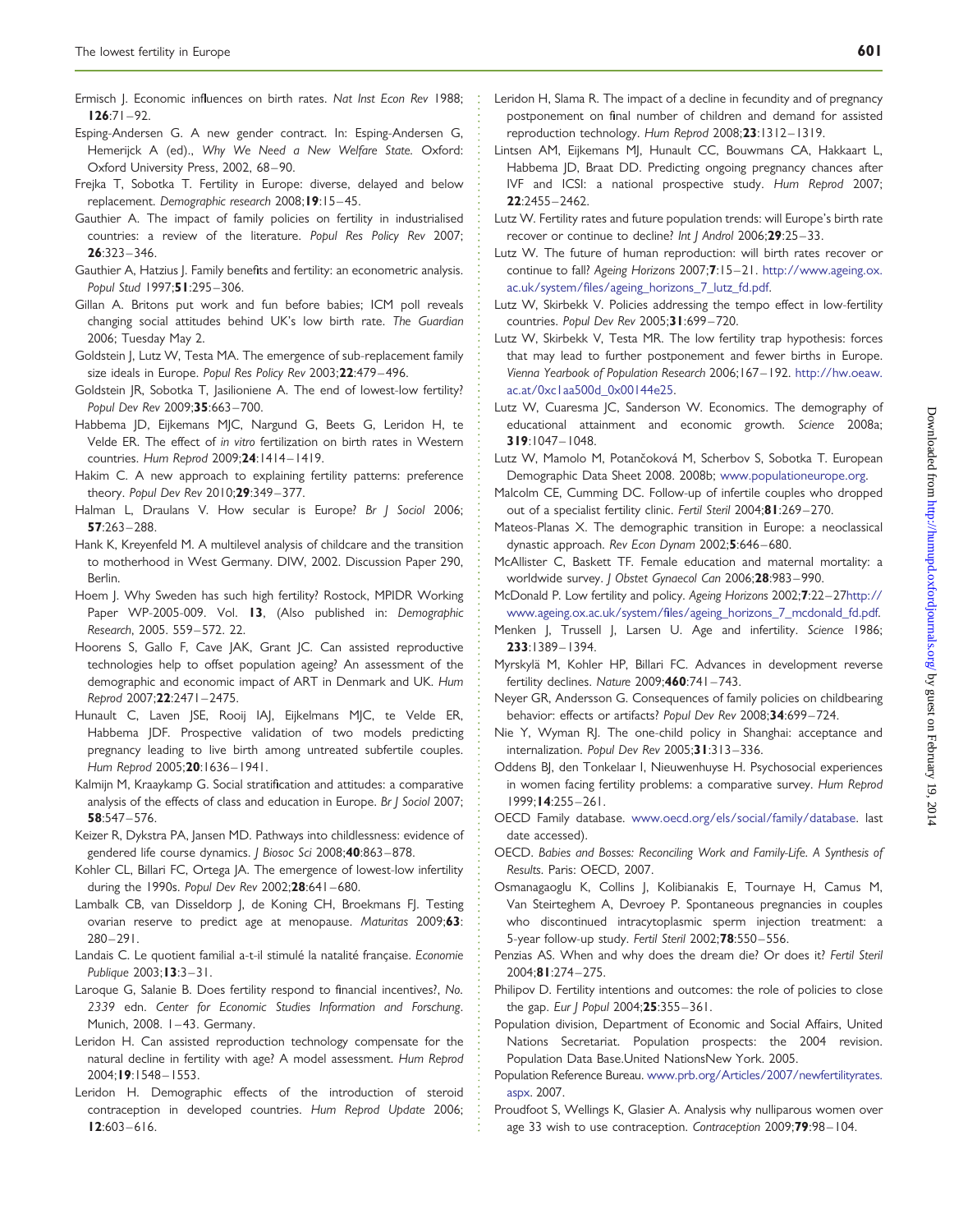Ermisch J. Economic influences on birth rates. *Nat Inst Econ Rev* 1988; **126**:71–92.

Esping-Andersen G. A new gender contract. In: Esping-Andersen G, Hemerijck A (ed)., *Why We Need a New Welfare State*. Oxford: Oxford University Press, 2002, 68–90.

Frejka T, Sobotka T. Fertility in Europe: diverse, delayed and below replacement. *Demographic research* 2008;**19**:15–45.

Gauthier A. The impact of family policies on fertility in industrialised countries: a review of the literature. *Popul Res Policy Rev* 2007; **26**:323–346.

Gauthier A, Hatzius J. Family benefits and fertility: an econometric analysis. *Popul Stud* 1997;**51**:295–306.

Gillan A. Britons put work and fun before babies; ICM poll reveals changing social attitudes behind UK's low birth rate. *The Guardian* 2006; Tuesday May 2.

Goldstein J, Lutz W, Testa MA. The emergence of sub-replacement family size ideals in Europe. *Popul Res Policy Rev* 2003;**22**:479–496.

Goldstein JR, Sobotka T, Jasilioniene A. The end of lowest-low fertility? *Popul Dev Rev* 2009;**35**:663–700.

Habbema JD, Eijkemans MJC, Nargund G, Beets G, Leridon H, te Velde ER. The effect of *in vitro* fertilization on birth rates in Western countries. *Hum Reprod* 2009;**24**:1414–1419.

Hakim C. A new approach to explaining fertility patterns: preference theory. *Popul Dev Rev* 2010;**29**:349–377.

Halman L, Draulans V. How secular is Europe? *Br J Sociol* 2006; **57**:263–288.

Hank K, Kreyenfeld M. A multilevel analysis of childcare and the transition to motherhood in West Germany. DIW, 2002. Discussion Paper 290, Berlin.

Hoem J. Why Sweden has such high fertility? Rostock, MPIDR Working Paper WP-2005-009. Vol. **13**, (Also published in: *Demographic Research*, 2005. 559–572. 22.

Hoorens S, Gallo F, Cave JAK, Grant JC. Can assisted reproductive technologies help to offset population ageing? An assessment of the demographic and economic impact of ART in Denmark and UK. *Hum Reprod* 2007;**22**:2471–2475.

Hunault CC, Laven JSE, Rooij IAJ, Eijkelmans MJC, te Velde ER, Habbema JDF. Prospective validation of two models predicting pregnancy leading to live birth among untreated subfertile couples. *Hum Reprod* 2005;**20**:1636–1941.

Kalmijn M, Kraaykamp G. Social stratification and attitudes: a comparative analysis of the effects of class and education in Europe. *Br J Sociol* 2007; **58**:547–576.

Keizer R, Dykstra PA, Jansen MD. Pathways into childlessness: evidence of gendered life course dynamics. *J Biosoc Sci* 2008;**40**:863–878.

Kohler CL, Billari FC, Ortega JA. The emergence of lowest-low infertility during the 1990s. *Popul Dev Rev* 2002;**28**:641–680.

Lambalk CB, van Disseldorp J, de Koning CH, Broekmans FJ. Testing ovarian reserve to predict age at menopause. *Maturitas* 2009;**63**: 280–291.

Landais C. Le quotient familial a-t-il stimulé la natalité française. *Economie Publique* 2003;**13**:3–31.

Laroque G, Salanie B. Does fertility respond to financial incentives?, *No. 2339* edn. *Center for Economic Studies Information and Forschung*. Munich, 2008. 1–43. Germany.

Leridon H. Can assisted reproduction technology compensate for the natural decline in fertility with age? A model assessment. *Hum Reprod* 2004;**19**:1548–1553.

Leridon H. Demographic effects of the introduction of steroid contraception in developed countries. *Hum Reprod Update* 2006; **12**:603–616.

Leridon H, Slama R. The impact of a decline in fecundity and of pregnancy postponement on final number of children and demand for assisted reproduction technology. *Hum Reprod* 2008;**23**:1312–1319.

Lintsen AM, Eijkemans MJ, Hunault CC, Bouwmans CA, Hakkaart L, Habbema JD, Braat DD. Predicting ongoing pregnancy chances after IVF and ICSI: a national prospective study. *Hum Reprod* 2007; **22**:2455–2462.

Lutz W. Fertility rates and future population trends: will Europe's birth rate recover or continue to decline? *Int J Androl* 2006;**29**:25–33.

Lutz W. The future of human reproduction: will birth rates recover or continue to fall? *Ageing Horizons* 2007;**7**:15–21. http://www.ageing.ox.ac.uk/system/files/ageing_horizons_7_lutz_fd.pdf.

Lutz W, Skirbekk V. Policies addressing the tempo effect in low-fertility countries. *Popul Dev Rev* 2005;**31**:699–720.

Lutz W, Skirbekk V, Testa MR. The low fertility trap hypothesis: forces that may lead to further postponement and fewer births in Europe. *Vienna Yearbook of Population Research* 2006;167–192. http://hw.oeaw.ac.at/0xc1aa500d_0x00144e25.

Lutz W, Cuaresma JC, Sanderson W. Economics. The demography of educational attainment and economic growth. *Science* 2008a; **319**:1047–1048.

Lutz W, Mamolo M, Potančoková M, Scherbov S, Sobotka T. European Demographic Data Sheet 2008. 2008b; www.populationeurope.org.

Malcolm CE, Cumming DC. Follow-up of infertile couples who dropped out of a specialist fertility clinic. *Fertil Steril* 2004;**81**:269–270.

Mateos-Planas X. The demographic transition in Europe: a neoclassical dynastic approach. *Rev Econ Dynam* 2002;**5**:646–680.

McAllister C, Baskett TF. Female education and maternal mortality: a worldwide survey. *J Obstet Gynaecol Can* 2006;**28**:983–990.

McDonald P. Low fertility and policy. *Ageing Horizons* 2002;**7**:22–27http://www.ageing.ox.ac.uk/system/files/ageing_horizons_7_mcdonald_fd.pdf.

Menken J, Trussell J, Larsen U. Age and infertility. *Science* 1986; **233**:1389–1394.

Myrskylä M, Kohler HP, Billari FC. Advances in development reverse fertility declines. *Nature* 2009;**460**:741–743.

Neyer GR, Andersson G. Consequences of family policies on childbearing behavior: effects or artifacts? *Popul Dev Rev* 2008;**34**:699–724.

Nie Y, Wyman RJ. The one-child policy in Shanghai: acceptance and internalization. *Popul Dev Rev* 2005;**31**:313–336.

Oddens BJ, den Tonkelaar I, Nieuwenhuyse H. Psychosocial experiences in women facing fertility problems: a comparative survey. *Hum Reprod* 1999;**14**:255–261.

OECD Family database. www.oecd.org/els/social/family/database. last date accessed).

OECD. *Babies and Bosses: Reconciling Work and Family-Life. A Synthesis of Results*. Paris: OECD, 2007.

Osmanagaoglu K, Collins J, Kolibianakis E, Tournaye H, Camus M, Van Steirteghem A, Devroey P. Spontaneous pregnancies in couples who discontinued intracytoplasmic sperm injection treatment: a 5-year follow-up study. *Fertil Steril* 2002;**78**:550–556.

Penzias AS. When and why does the dream die? Or does it? *Fertil Steril* 2004;**81**:274–275.

Philipov D. Fertility intentions and outcomes: the role of policies to close the gap. *Eur J Popul* 2004;**25**:355–361.

Population division, Department of Economic and Social Affairs, United Nations Secretariat. Population prospects: the 2004 revision. Population Data Base.United NationsNew York. 2005.

Population Reference Bureau. www.prb.org/Articles/2007/newfertilityrates.aspx. 2007.

Proudfoot S, Wellings K, Glasier A. Analysis why nulliparous women over age 33 wish to use contraception. *Contraception* 2009;**79**:98–104.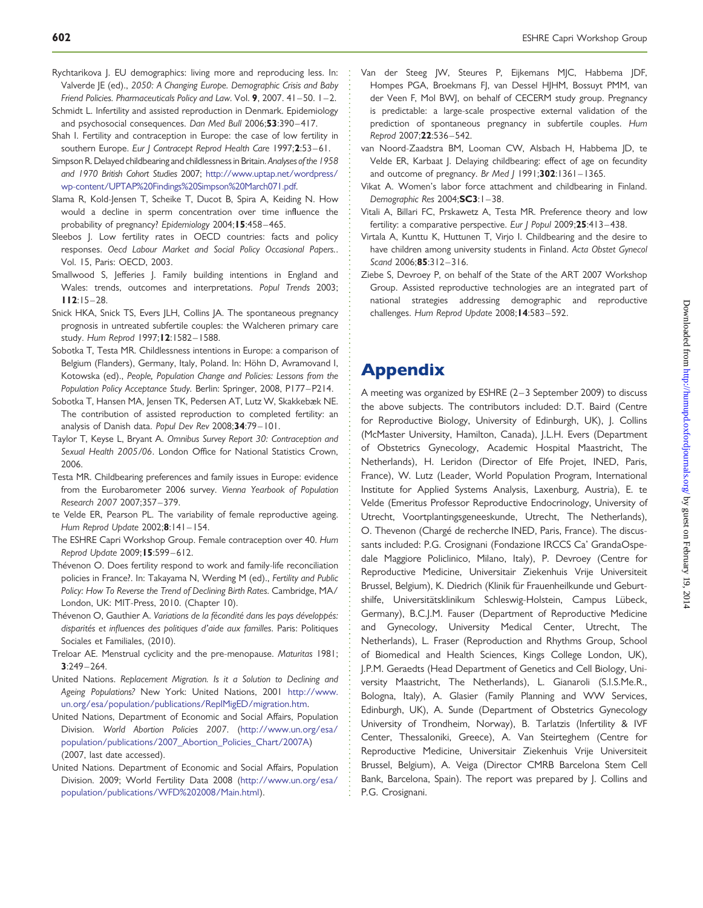Rychtarikova J. EU demographics: living more and reproducing less. In: Valverde JE (ed)., *2050: A Changing Europe. Demographic Crisis and Baby Friend Policies. Pharmaceuticals Policy and Law*. Vol. **9**, 2007. 41–50. 1–2.

Schmidt L. Infertility and assisted reproduction in Denmark. Epidemiology and psychosocial consequences. *Dan Med Bull* 2006;**53**:390–417.

Shah I. Fertility and contraception in Europe: the case of low fertility in southern Europe. *Eur J Contracept Reprod Health Care* 1997;**2**:53–61.

Simpson R. Delayed childbearing and childlessness in Britain. *Analyses of the 1958 and 1970 British Cohort Studies* 2007; http://www.uptap.net/wordpress/wp-content/UPTAP%20Findings%20Simpson%20March071.pdf.

Slama R, Kold-Jensen T, Scheike T, Ducot B, Spira A, Keiding N. How would a decline in sperm concentration over time influence the probability of pregnancy? *Epidemiology* 2004;**15**:458–465.

Sleebos J. Low fertility rates in OECD countries: facts and policy responses. *Oecd Labour Market and Social Policy Occasional Papers.*. Vol. 15, Paris: OECD, 2003.

Smallwood S, Jefferies J. Family building intentions in England and Wales: trends, outcomes and interpretations. *Popul Trends* 2003; **112**:15–28.

Snick HKA, Snick TS, Evers JLH, Collins JA. The spontaneous pregnancy prognosis in untreated subfertile couples: the Walcheren primary care study. *Hum Reprod* 1997;**12**:1582–1588.

Sobotka T, Testa MR. Childlessness intentions in Europe: a comparison of Belgium (Flanders), Germany, Italy, Poland. In: Höhn D, Avramovand I, Kotowska (ed)., *People, Population Change and Policies: Lessons from the Population Policy Acceptance Study*. Berlin: Springer, 2008, P177–P214.

Sobotka T, Hansen MA, Jensen TK, Pedersen AT, Lutz W, Skakkebæk NE. The contribution of assisted reproduction to completed fertility: an analysis of Danish data. *Popul Dev Rev* 2008;**34**:79–101.

Taylor T, Keyse L, Bryant A. *Omnibus Survey Report 30: Contraception and Sexual Health 2005/06*. London Office for National Statistics Crown, 2006.

Testa MR. Childbearing preferences and family issues in Europe: evidence from the Eurobarometer 2006 survey. *Vienna Yearbook of Population Research 2007* 2007;357–379.

te Velde ER, Pearson PL. The variability of female reproductive ageing. *Hum Reprod Update* 2002;**8**:141–154.

The ESHRE Capri Workshop Group. Female contraception over 40. *Hum Reprod Update* 2009;**15**:599–612.

Thévenon O. Does fertility respond to work and family-life reconciliation policies in France?. In: Takayama N, Werding M (ed)., *Fertility and Public Policy: How To Reverse the Trend of Declining Birth Rates.* Cambridge, MA/London, UK: MIT-Press, 2010. (Chapter 10).

Thévenon O, Gauthier A. *Variations de la fécondité dans les pays développés: disparités et influences des politiques d'aide aux familles*. Paris: Politiques Sociales et Familiales, (2010).

Treloar AE. Menstrual cyclicity and the pre-menopause. *Maturitas* 1981; **3**:249–264.

United Nations. *Replacement Migration. Is it a Solution to Declining and Ageing Populations?* New York: United Nations, 2001 http://www.un.org/esa/population/publications/ReplMigED/migration.htm.

United Nations, Department of Economic and Social Affairs, Population Division. *World Abortion Policies 2007*. (http://www.un.org/esa/population/publications/2007_Abortion_Policies_Chart/2007A) (2007, last date accessed).

United Nations. Department of Economic and Social Affairs, Population Division. 2009; World Fertility Data 2008 (http://www.un.org/esa/population/publications/WFD%202008/Main.html).

Van der Steeg JW, Steures P, Eijkemans MJC, Habbema JDF, Hompes PGA, Broekmans FJ, van Dessel HJHM, Bossuyt PMM, van der Veen F, Mol BWJ, on behalf of CECERM study group. Pregnancy is predictable: a large-scale prospective external validation of the prediction of spontaneous pregnancy in subfertile couples. *Hum Reprod* 2007;**22**:536–542.

van Noord-Zaadstra BM, Looman CW, Alsbach H, Habbema JD, te Velde ER, Karbaat J. Delaying childbearing: effect of age on fecundity and outcome of pregnancy. *Br Med J* 1991;**302**:1361–1365.

Vikat A. Women's labor force attachment and childbearing in Finland. *Demographic Res* 2004;**SC3**:1–38.

Vitali A, Billari FC, Prskawetz A, Testa MR. Preference theory and low fertility: a comparative perspective. *Eur J Popul* 2009;**25**:413–438.

Virtala A, Kunttu K, Huttunen T, Virjo I. Childbearing and the desire to have children among university students in Finland. *Acta Obstet Gynecol Scand* 2006;**85**:312–316.

Ziebe S, Devroey P, on behalf of the State of the ART 2007 Workshop Group. Assisted reproductive technologies are an integrated part of national strategies addressing demographic and reproductive challenges. *Hum Reprod Update* 2008;**14**:583–592.

# Appendix

A meeting was organized by ESHRE (2–3 September 2009) to discuss the above subjects. The contributors included: D.T. Baird (Centre for Reproductive Biology, University of Edinburgh, UK), J. Collins (McMaster University, Hamilton, Canada), J.L.H. Evers (Department of Obstetrics Gynecology, Academic Hospital Maastricht, The Netherlands), H. Leridon (Director of Elfe Projet, INED, Paris, France), W. Lutz (Leader, World Population Program, International Institute for Applied Systems Analysis, Laxenburg, Austria), E. te Velde (Emeritus Professor Reproductive Endocrinology, University of Utrecht, Voortplantingsgeneeskunde, Utrecht, The Netherlands), O. Thevenon (Chargé de recherche INED, Paris, France). The discussants included: P.G. Crosignani (Fondazione IRCCS Ca' GrandaOspedale Maggiore Policlinico, Milano, Italy), P. Devroey (Centre for Reproductive Medicine, Universitair Ziekenhuis Vrije Universiteit Brussel, Belgium), K. Diedrich (Klinik für Frauenheilkunde und Geburtshilfe, Universitätsklinikum Schleswig-Holstein, Campus Lübeck, Germany), B.C.J.M. Fauser (Department of Reproductive Medicine and Gynecology, University Medical Center, Utrecht, The Netherlands), L. Fraser (Reproduction and Rhythms Group, School of Biomedical and Health Sciences, Kings College London, UK), J.P.M. Geraedts (Head Department of Genetics and Cell Biology, University Maastricht, The Netherlands), L. Gianaroli (S.I.S.Me.R., Bologna, Italy), A. Glasier (Family Planning and WW Services, Edinburgh, UK), A. Sunde (Department of Obstetrics Gynecology University of Trondheim, Norway), B. Tarlatzis (Infertility & IVF Center, Thessaloniki, Greece), A. Van Steirteghem (Centre for Reproductive Medicine, Universitair Ziekenhuis Vrije Universiteit Brussel, Belgium), A. Veiga (Director CMRB Barcelona Stem Cell Bank, Barcelona, Spain). The report was prepared by J. Collins and P.G. Crosignani.